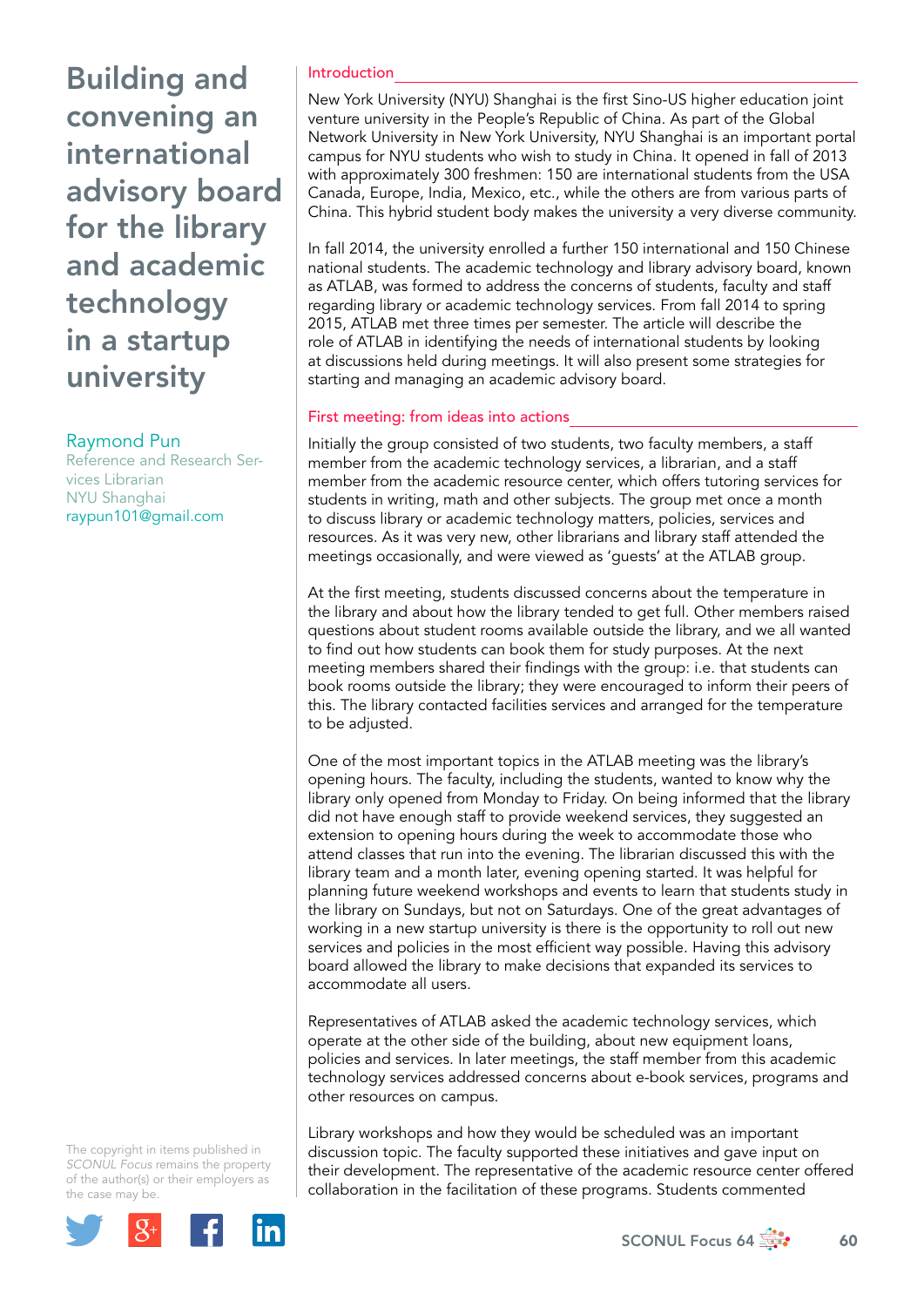# Building and convening an international advisory board for the library and academic technology in a startup university

**Raymond Pun**
Reference and Research Services Librarian
NYU Shanghai
raypun101@gmail.com

The copyright in items published in *SCONUL Focus* remains the property of the author(s) or their employers as the case may be.

## Introduction

New York University (NYU) Shanghai is the first Sino-US higher education joint venture university in the People's Republic of China. As part of the Global Network University in New York University, NYU Shanghai is an important portal campus for NYU students who wish to study in China. It opened in fall of 2013 with approximately 300 freshmen: 150 are international students from the USA Canada, Europe, India, Mexico, etc., while the others are from various parts of China. This hybrid student body makes the university a very diverse community.

In fall 2014, the university enrolled a further 150 international and 150 Chinese national students. The academic technology and library advisory board, known as ATLAB, was formed to address the concerns of students, faculty and staff regarding library or academic technology services. From fall 2014 to spring 2015, ATLAB met three times per semester. The article will describe the role of ATLAB in identifying the needs of international students by looking at discussions held during meetings. It will also present some strategies for starting and managing an academic advisory board.

## First meeting: from ideas into actions

Initially the group consisted of two students, two faculty members, a staff member from the academic technology services, a librarian, and a staff member from the academic resource center, which offers tutoring services for students in writing, math and other subjects. The group met once a month to discuss library or academic technology matters, policies, services and resources. As it was very new, other librarians and library staff attended the meetings occasionally, and were viewed as 'guests' at the ATLAB group.

At the first meeting, students discussed concerns about the temperature in the library and about how the library tended to get full. Other members raised questions about student rooms available outside the library, and we all wanted to find out how students can book them for study purposes. At the next meeting members shared their findings with the group: i.e. that students can book rooms outside the library; they were encouraged to inform their peers of this. The library contacted facilities services and arranged for the temperature to be adjusted.

One of the most important topics in the ATLAB meeting was the library's opening hours. The faculty, including the students, wanted to know why the library only opened from Monday to Friday. On being informed that the library did not have enough staff to provide weekend services, they suggested an extension to opening hours during the week to accommodate those who attend classes that run into the evening. The librarian discussed this with the library team and a month later, evening opening started. It was helpful for planning future weekend workshops and events to learn that students study in the library on Sundays, but not on Saturdays. One of the great advantages of working in a new startup university is there is the opportunity to roll out new services and policies in the most efficient way possible. Having this advisory board allowed the library to make decisions that expanded its services to accommodate all users.

Representatives of ATLAB asked the academic technology services, which operate at the other side of the building, about new equipment loans, policies and services. In later meetings, the staff member from this academic technology services addressed concerns about e-book services, programs and other resources on campus.

Library workshops and how they would be scheduled was an important discussion topic. The faculty supported these initiatives and gave input on their development. The representative of the academic resource center offered collaboration in the facilitation of these programs. Students commented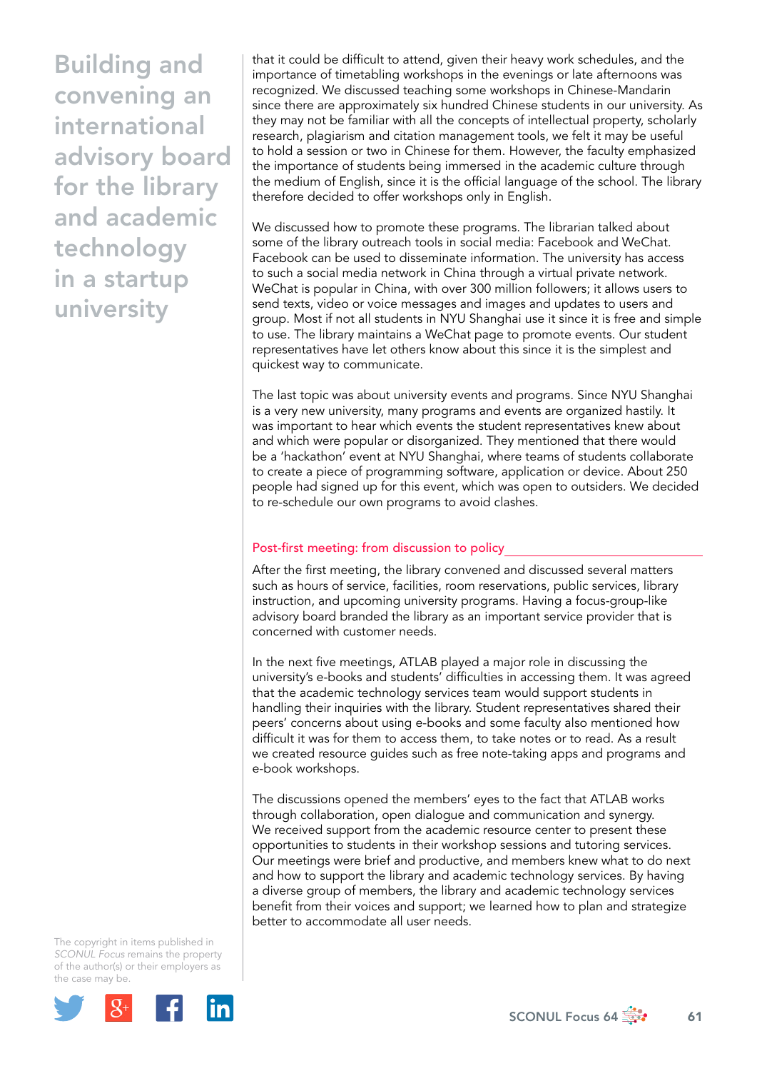that it could be difficult to attend, given their heavy work schedules, and the importance of timetabling workshops in the evenings or late afternoons was recognized. We discussed teaching some workshops in Chinese-Mandarin since there are approximately six hundred Chinese students in our university. As they may not be familiar with all the concepts of intellectual property, scholarly research, plagiarism and citation management tools, we felt it may be useful to hold a session or two in Chinese for them. However, the faculty emphasized the importance of students being immersed in the academic culture through the medium of English, since it is the official language of the school. The library therefore decided to offer workshops only in English.

We discussed how to promote these programs. The librarian talked about some of the library outreach tools in social media: Facebook and WeChat. Facebook can be used to disseminate information. The university has access to such a social media network in China through a virtual private network. WeChat is popular in China, with over 300 million followers; it allows users to send texts, video or voice messages and images and updates to users and group. Most if not all students in NYU Shanghai use it since it is free and simple to use. The library maintains a WeChat page to promote events. Our student representatives have let others know about this since it is the simplest and quickest way to communicate.

The last topic was about university events and programs. Since NYU Shanghai is a very new university, many programs and events are organized hastily. It was important to hear which events the student representatives knew about and which were popular or disorganized. They mentioned that there would be a 'hackathon' event at NYU Shanghai, where teams of students collaborate to create a piece of programming software, application or device. About 250 people had signed up for this event, which was open to outsiders. We decided to re-schedule our own programs to avoid clashes.

## Post-first meeting: from discussion to policy

After the first meeting, the library convened and discussed several matters such as hours of service, facilities, room reservations, public services, library instruction, and upcoming university programs. Having a focus-group-like advisory board branded the library as an important service provider that is concerned with customer needs.

In the next five meetings, ATLAB played a major role in discussing the university's e-books and students' difficulties in accessing them. It was agreed that the academic technology services team would support students in handling their inquiries with the library. Student representatives shared their peers' concerns about using e-books and some faculty also mentioned how difficult it was for them to access them, to take notes or to read. As a result we created resource guides such as free note-taking apps and programs and e-book workshops.

The discussions opened the members' eyes to the fact that ATLAB works through collaboration, open dialogue and communication and synergy. We received support from the academic resource center to present these opportunities to students in their workshop sessions and tutoring services. Our meetings were brief and productive, and members knew what to do next and how to support the library and academic technology services. By having a diverse group of members, the library and academic technology services benefit from their voices and support; we learned how to plan and strategize better to accommodate all user needs.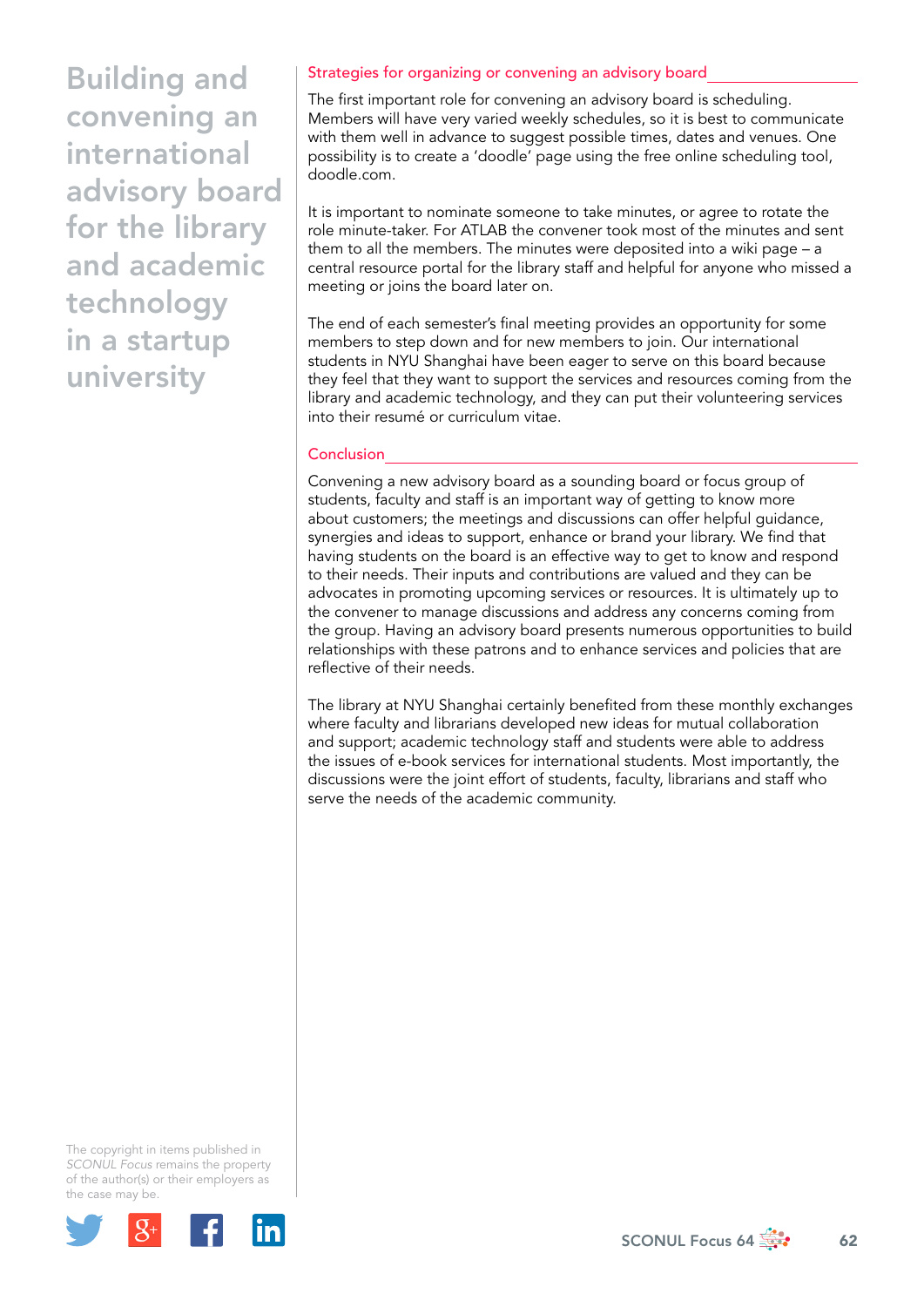# Building and convening an international advisory board for the library and academic technology in a startup university

## Strategies for organizing or convening an advisory board

The first important role for convening an advisory board is scheduling. Members will have very varied weekly schedules, so it is best to communicate with them well in advance to suggest possible times, dates and venues. One possibility is to create a 'doodle' page using the free online scheduling tool, doodle.com.

It is important to nominate someone to take minutes, or agree to rotate the role minute-taker. For ATLAB the convener took most of the minutes and sent them to all the members. The minutes were deposited into a wiki page – a central resource portal for the library staff and helpful for anyone who missed a meeting or joins the board later on.

The end of each semester's final meeting provides an opportunity for some members to step down and for new members to join. Our international students in NYU Shanghai have been eager to serve on this board because they feel that they want to support the services and resources coming from the library and academic technology, and they can put their volunteering services into their resumé or curriculum vitae.

## Conclusion

Convening a new advisory board as a sounding board or focus group of students, faculty and staff is an important way of getting to know more about customers; the meetings and discussions can offer helpful guidance, synergies and ideas to support, enhance or brand your library. We find that having students on the board is an effective way to get to know and respond to their needs. Their inputs and contributions are valued and they can be advocates in promoting upcoming services or resources. It is ultimately up to the convener to manage discussions and address any concerns coming from the group. Having an advisory board presents numerous opportunities to build relationships with these patrons and to enhance services and policies that are reflective of their needs.

The library at NYU Shanghai certainly benefited from these monthly exchanges where faculty and librarians developed new ideas for mutual collaboration and support; academic technology staff and students were able to address the issues of e-book services for international students. Most importantly, the discussions were the joint effort of students, faculty, librarians and staff who serve the needs of the academic community.

The copyright in items published in *SCONUL Focus* remains the property of the author(s) or their employers as the case may be.